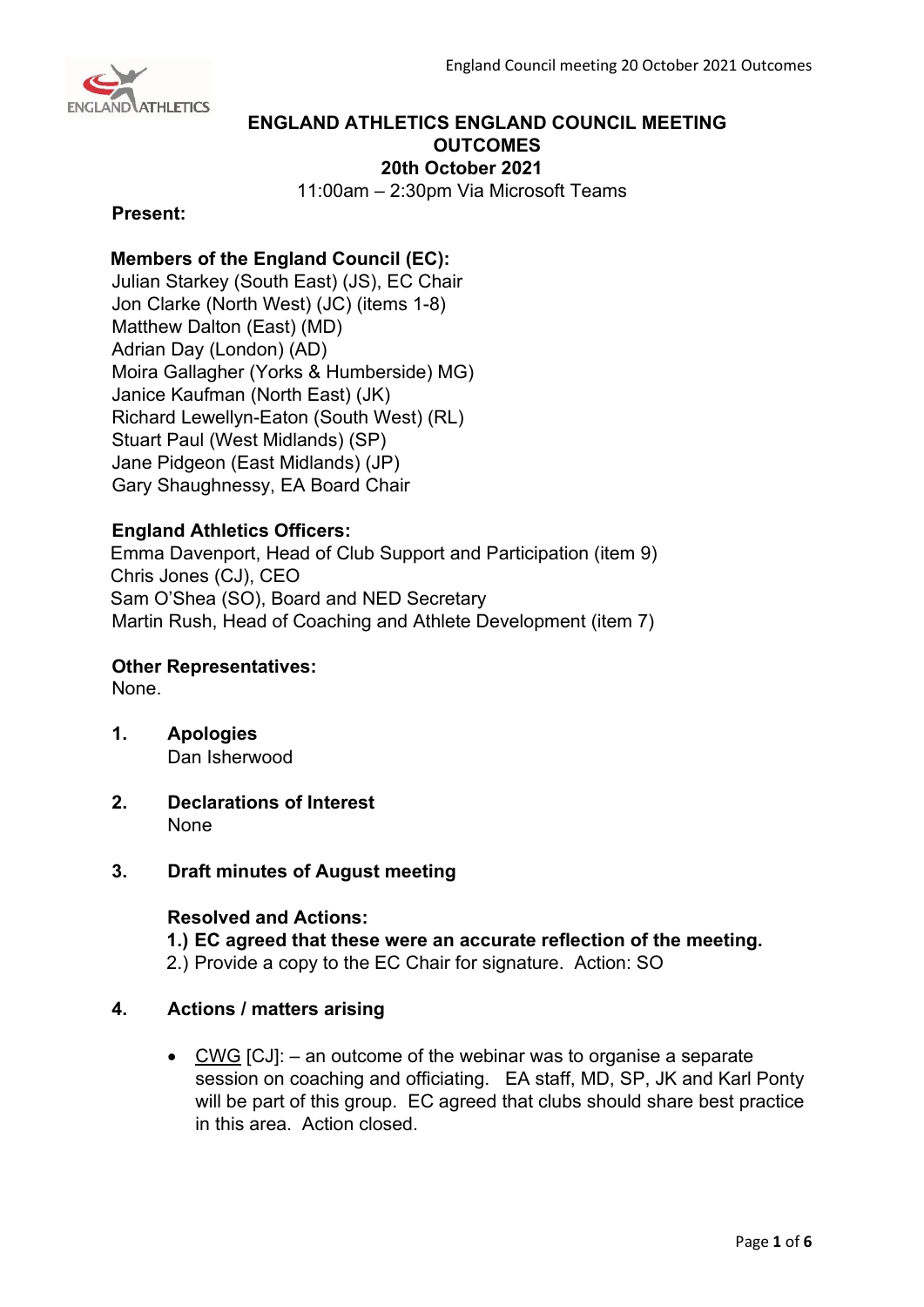# ENGLAND ATHLETICS ENGLAND COUNCIL MEETING OUTCOMES

**20th October 2021**

11:00am – 2:30pm Via Microsoft Teams

**Present:**

**Members of the England Council (EC):**

Julian Starkey (South East) (JS), EC Chair
Jon Clarke (North West) (JC) (items 1-8)
Matthew Dalton (East) (MD)
Adrian Day (London) (AD)
Moira Gallagher (Yorks & Humberside) MG)
Janice Kaufman (North East) (JK)
Richard Lewellyn-Eaton (South West) (RL)
Stuart Paul (West Midlands) (SP)
Jane Pidgeon (East Midlands) (JP)
Gary Shaughnessy, EA Board Chair

**England Athletics Officers:**

Emma Davenport, Head of Club Support and Participation (item 9)
Chris Jones (CJ), CEO
Sam O'Shea (SO), Board and NED Secretary
Martin Rush, Head of Coaching and Athlete Development (item 7)

**Other Representatives:**

None.

1. **Apologies**

   Dan Isherwood

2. **Declarations of Interest**

   None

3. **Draft minutes of August meeting**

   **Resolved and Actions:**

   **1.) EC agreed that these were an accurate reflection of the meeting.**

   2.) Provide a copy to the EC Chair for signature. Action: SO

4. **Actions / matters arising**

   - CWG [CJ]: – an outcome of the webinar was to organise a separate session on coaching and officiating. EA staff, MD, SP, JK and Karl Ponty will be part of this group. EC agreed that clubs should share best practice in this area. Action closed.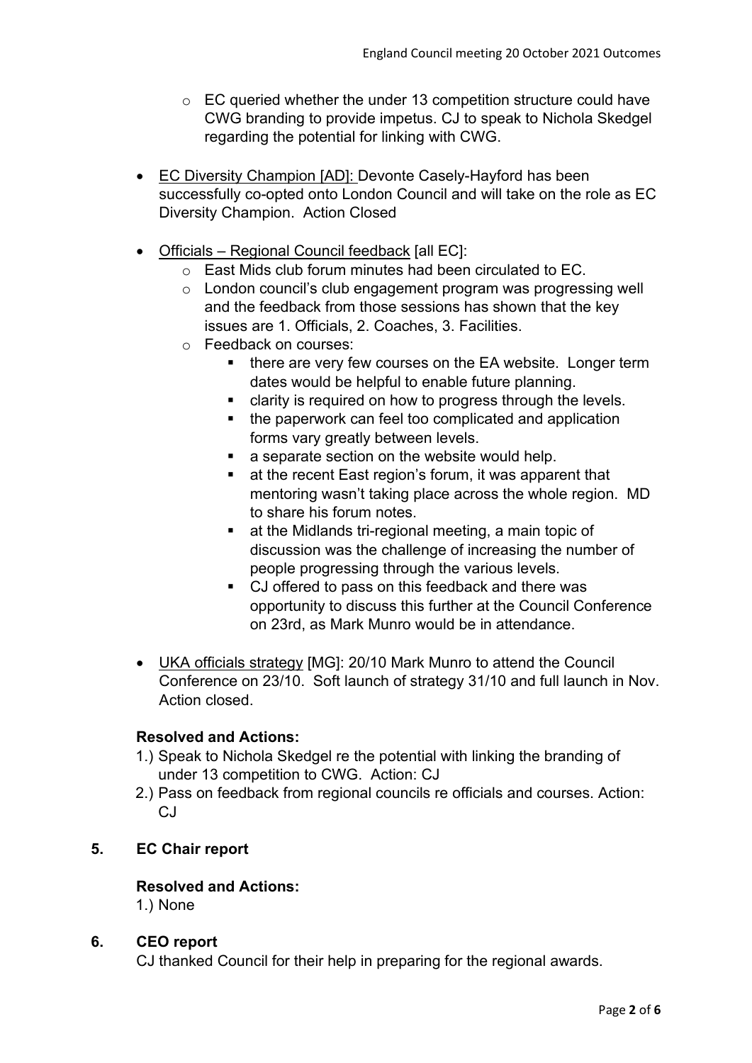- EC queried whether the under 13 competition structure could have CWG branding to provide impetus. CJ to speak to Nichola Skedgel regarding the potential for linking with CWG.

- EC Diversity Champion [AD]: Devonte Casely-Hayford has been successfully co-opted onto London Council and will take on the role as EC Diversity Champion. Action Closed

- Officials – Regional Council feedback [all EC]:
  - East Mids club forum minutes had been circulated to EC.
  - London council's club engagement program was progressing well and the feedback from those sessions has shown that the key issues are 1. Officials, 2. Coaches, 3. Facilities.
  - Feedback on courses:
    - there are very few courses on the EA website. Longer term dates would be helpful to enable future planning.
    - clarity is required on how to progress through the levels.
    - the paperwork can feel too complicated and application forms vary greatly between levels.
    - a separate section on the website would help.
    - at the recent East region's forum, it was apparent that mentoring wasn't taking place across the whole region. MD to share his forum notes.
    - at the Midlands tri-regional meeting, a main topic of discussion was the challenge of increasing the number of people progressing through the various levels.
    - CJ offered to pass on this feedback and there was opportunity to discuss this further at the Council Conference on 23rd, as Mark Munro would be in attendance.

- UKA officials strategy [MG]: 20/10 Mark Munro to attend the Council Conference on 23/10. Soft launch of strategy 31/10 and full launch in Nov. Action closed.

**Resolved and Actions:**

1.) Speak to Nichola Skedgel re the potential with linking the branding of under 13 competition to CWG. Action: CJ

2.) Pass on feedback from regional councils re officials and courses. Action: CJ

## 5. EC Chair report

**Resolved and Actions:**

1.) None

## 6. CEO report

CJ thanked Council for their help in preparing for the regional awards.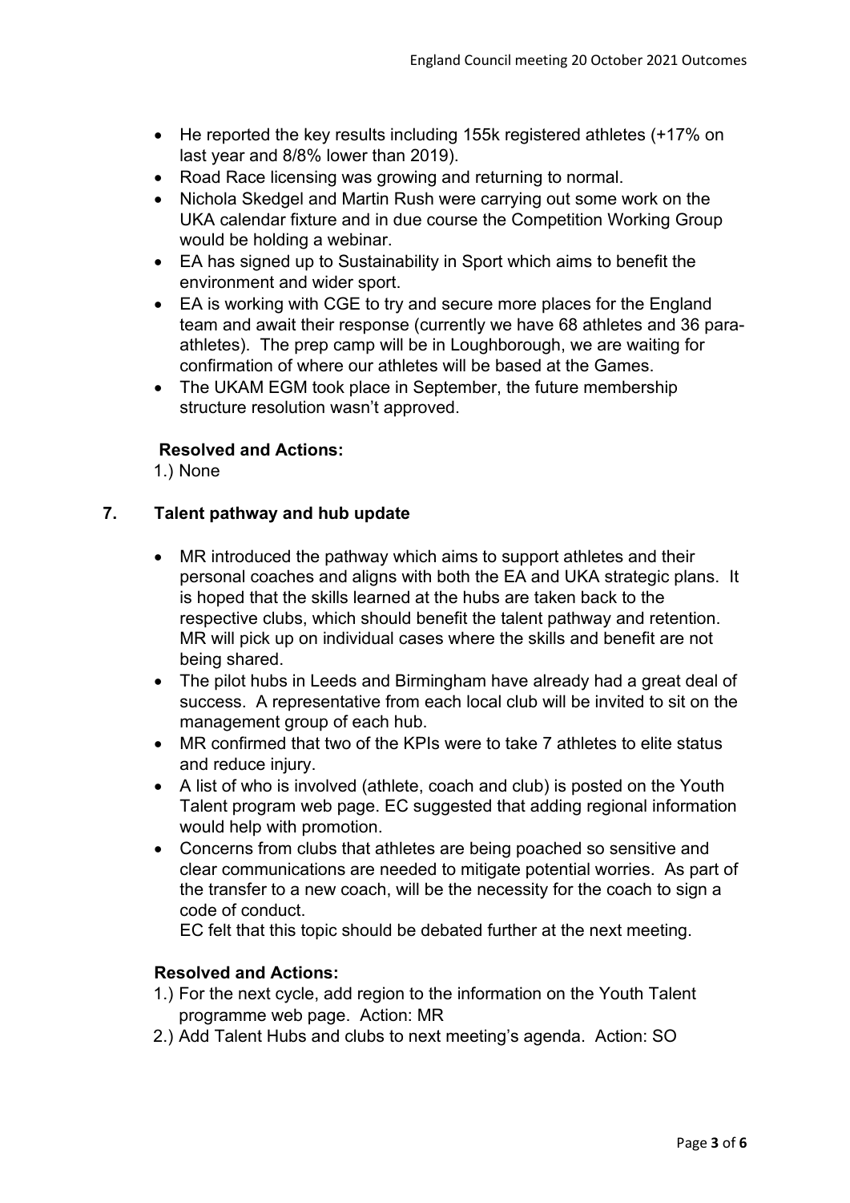- He reported the key results including 155k registered athletes (+17% on last year and 8/8% lower than 2019).
- Road Race licensing was growing and returning to normal.
- Nichola Skedgel and Martin Rush were carrying out some work on the UKA calendar fixture and in due course the Competition Working Group would be holding a webinar.
- EA has signed up to Sustainability in Sport which aims to benefit the environment and wider sport.
- EA is working with CGE to try and secure more places for the England team and await their response (currently we have 68 athletes and 36 para-athletes). The prep camp will be in Loughborough, we are waiting for confirmation of where our athletes will be based at the Games.
- The UKAM EGM took place in September, the future membership structure resolution wasn't approved.

**Resolved and Actions:**

1.) None

## 7. Talent pathway and hub update

- MR introduced the pathway which aims to support athletes and their personal coaches and aligns with both the EA and UKA strategic plans. It is hoped that the skills learned at the hubs are taken back to the respective clubs, which should benefit the talent pathway and retention. MR will pick up on individual cases where the skills and benefit are not being shared.
- The pilot hubs in Leeds and Birmingham have already had a great deal of success. A representative from each local club will be invited to sit on the management group of each hub.
- MR confirmed that two of the KPIs were to take 7 athletes to elite status and reduce injury.
- A list of who is involved (athlete, coach and club) is posted on the Youth Talent program web page. EC suggested that adding regional information would help with promotion.
- Concerns from clubs that athletes are being poached so sensitive and clear communications are needed to mitigate potential worries. As part of the transfer to a new coach, will be the necessity for the coach to sign a code of conduct.

  EC felt that this topic should be debated further at the next meeting.

**Resolved and Actions:**

1.) For the next cycle, add region to the information on the Youth Talent programme web page. Action: MR

2.) Add Talent Hubs and clubs to next meeting's agenda. Action: SO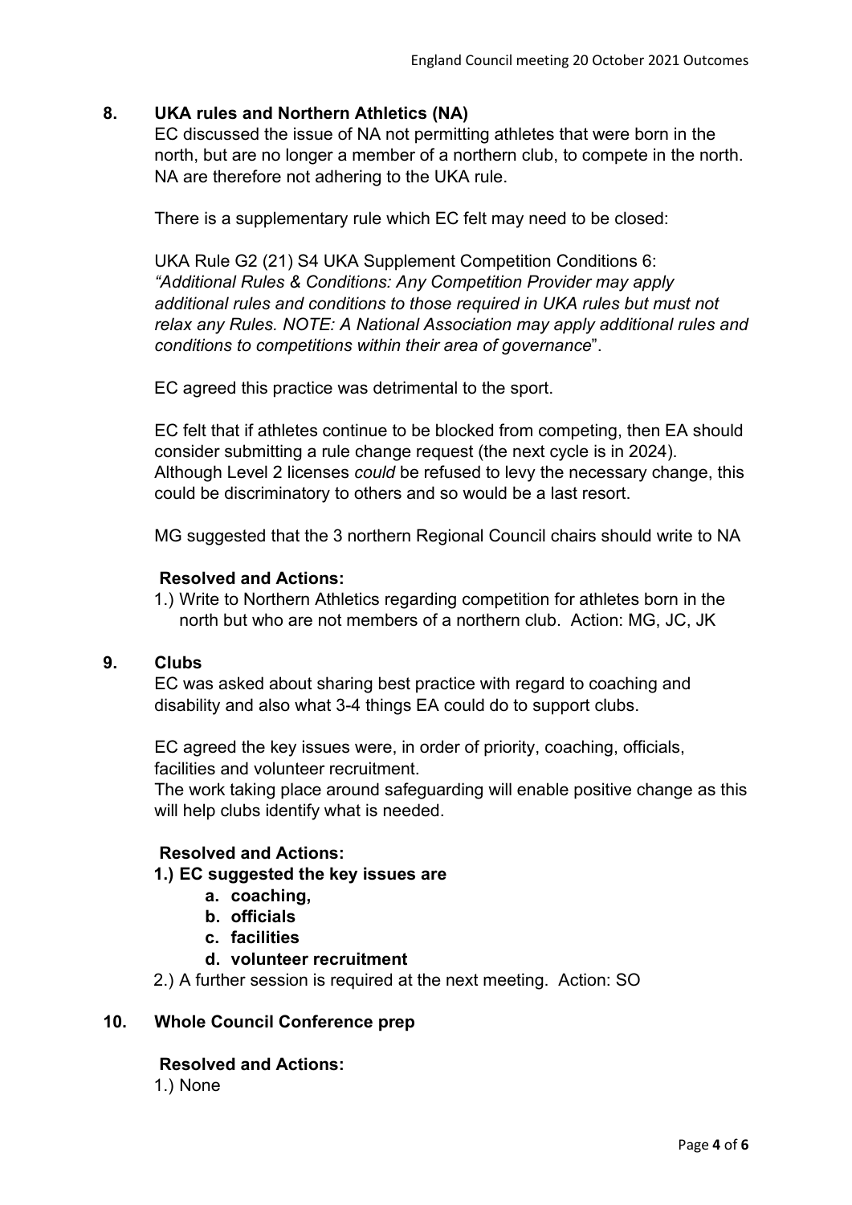## 8. UKA rules and Northern Athletics (NA)

EC discussed the issue of NA not permitting athletes that were born in the north, but are no longer a member of a northern club, to compete in the north. NA are therefore not adhering to the UKA rule.

There is a supplementary rule which EC felt may need to be closed:

UKA Rule G2 (21) S4 UKA Supplement Competition Conditions 6: *"Additional Rules & Conditions: Any Competition Provider may apply additional rules and conditions to those required in UKA rules but must not relax any Rules. NOTE: A National Association may apply additional rules and conditions to competitions within their area of governance*".

EC agreed this practice was detrimental to the sport.

EC felt that if athletes continue to be blocked from competing, then EA should consider submitting a rule change request (the next cycle is in 2024). Although Level 2 licenses *could* be refused to levy the necessary change, this could be discriminatory to others and so would be a last resort.

MG suggested that the 3 northern Regional Council chairs should write to NA

**Resolved and Actions:**

1.) Write to Northern Athletics regarding competition for athletes born in the north but who are not members of a northern club. Action: MG, JC, JK

## 9. Clubs

EC was asked about sharing best practice with regard to coaching and disability and also what 3-4 things EA could do to support clubs.

EC agreed the key issues were, in order of priority, coaching, officials, facilities and volunteer recruitment.
The work taking place around safeguarding will enable positive change as this will help clubs identify what is needed.

**Resolved and Actions:**

**1.) EC suggested the key issues are**

- **a. coaching,**
- **b. officials**
- **c. facilities**
- **d. volunteer recruitment**

2.) A further session is required at the next meeting. Action: SO

## 10. Whole Council Conference prep

**Resolved and Actions:**

1.) None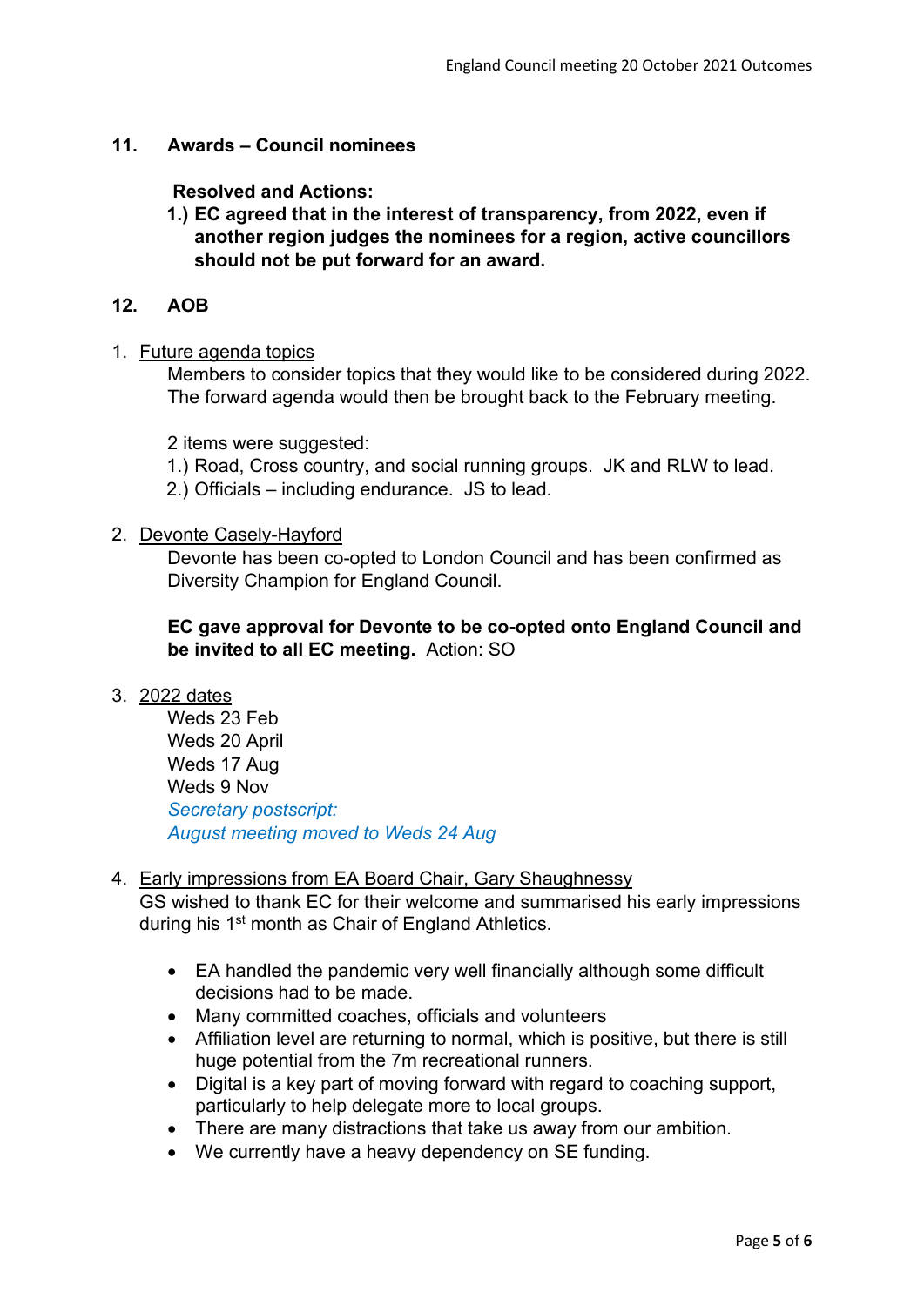## 11. Awards – Council nominees

**Resolved and Actions:**

**1.) EC agreed that in the interest of transparency, from 2022, even if another region judges the nominees for a region, active councillors should not be put forward for an award.**

## 12. AOB

1. Future agenda topics

   Members to consider topics that they would like to be considered during 2022. The forward agenda would then be brought back to the February meeting.

   2 items were suggested:

   1.) Road, Cross country, and social running groups. JK and RLW to lead.

   2.) Officials – including endurance. JS to lead.

2. Devonte Casely-Hayford

   Devonte has been co-opted to London Council and has been confirmed as Diversity Champion for England Council.

   **EC gave approval for Devonte to be co-opted onto England Council and be invited to all EC meeting.** Action: SO

3. 2022 dates

   Weds 23 Feb
   Weds 20 April
   Weds 17 Aug
   Weds 9 Nov
   *Secretary postscript:*
   *August meeting moved to Weds 24 Aug*

4. Early impressions from EA Board Chair, Gary Shaughnessy

   GS wished to thank EC for their welcome and summarised his early impressions during his 1st month as Chair of England Athletics.

   - EA handled the pandemic very well financially although some difficult decisions had to be made.
   - Many committed coaches, officials and volunteers
   - Affiliation level are returning to normal, which is positive, but there is still huge potential from the 7m recreational runners.
   - Digital is a key part of moving forward with regard to coaching support, particularly to help delegate more to local groups.
   - There are many distractions that take us away from our ambition.
   - We currently have a heavy dependency on SE funding.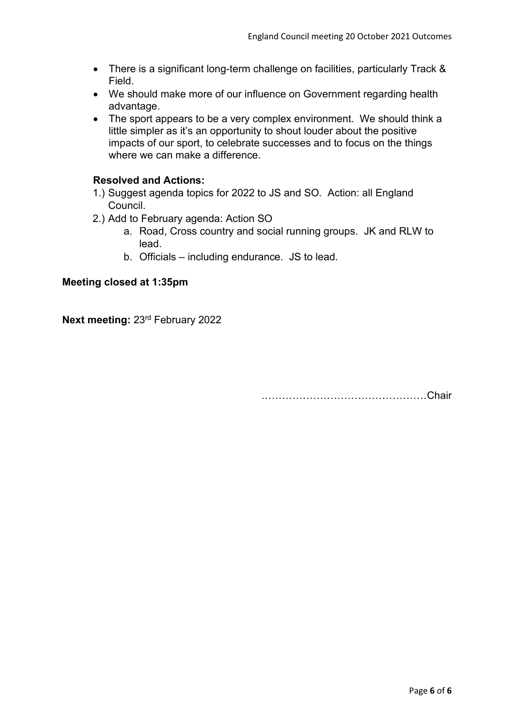- There is a significant long-term challenge on facilities, particularly Track & Field.
- We should make more of our influence on Government regarding health advantage.
- The sport appears to be a very complex environment. We should think a little simpler as it's an opportunity to shout louder about the positive impacts of our sport, to celebrate successes and to focus on the things where we can make a difference.

**Resolved and Actions:**

1.) Suggest agenda topics for 2022 to JS and SO. Action: all England Council.

2.) Add to February agenda: Action SO

   a. Road, Cross country and social running groups. JK and RLW to lead.

   b. Officials – including endurance. JS to lead.

**Meeting closed at 1:35pm**

**Next meeting:** 23rd February 2022

…………………………………………Chair